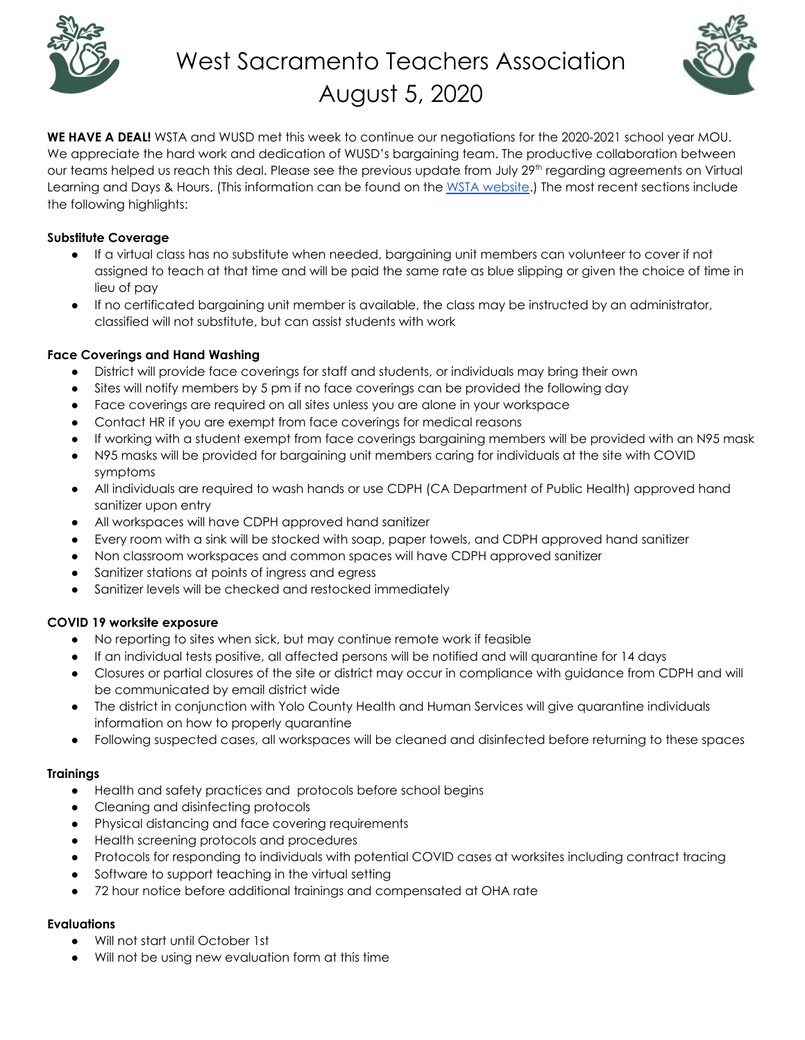# West Sacramento Teachers Association
## August 5, 2020

**WE HAVE A DEAL!** WSTA and WUSD met this week to continue our negotiations for the 2020-2021 school year MOU. We appreciate the hard work and dedication of WUSD's bargaining team. The productive collaboration between our teams helped us reach this deal. Please see the previous update from July 29th regarding agreements on Virtual Learning and Days & Hours. (This information can be found on the WSTA website.) The most recent sections include the following highlights:

**Substitute Coverage**

- If a virtual class has no substitute when needed, bargaining unit members can volunteer to cover if not assigned to teach at that time and will be paid the same rate as blue slipping or given the choice of time in lieu of pay
- If no certificated bargaining unit member is available, the class may be instructed by an administrator, classified will not substitute, but can assist students with work

**Face Coverings and Hand Washing**

- District will provide face coverings for staff and students, or individuals may bring their own
- Sites will notify members by 5 pm if no face coverings can be provided the following day
- Face coverings are required on all sites unless you are alone in your workspace
- Contact HR if you are exempt from face coverings for medical reasons
- If working with a student exempt from face coverings bargaining members will be provided with an N95 mask
- N95 masks will be provided for bargaining unit members caring for individuals at the site with COVID symptoms
- All individuals are required to wash hands or use CDPH (CA Department of Public Health) approved hand sanitizer upon entry
- All workspaces will have CDPH approved hand sanitizer
- Every room with a sink will be stocked with soap, paper towels, and CDPH approved hand sanitizer
- Non classroom workspaces and common spaces will have CDPH approved sanitizer
- Sanitizer stations at points of ingress and egress
- Sanitizer levels will be checked and restocked immediately

**COVID 19 worksite exposure**

- No reporting to sites when sick, but may continue remote work if feasible
- If an individual tests positive, all affected persons will be notified and will quarantine for 14 days
- Closures or partial closures of the site or district may occur in compliance with guidance from CDPH and will be communicated by email district wide
- The district in conjunction with Yolo County Health and Human Services will give quarantine individuals information on how to properly quarantine
- Following suspected cases, all workspaces will be cleaned and disinfected before returning to these spaces

**Trainings**

- Health and safety practices and protocols before school begins
- Cleaning and disinfecting protocols
- Physical distancing and face covering requirements
- Health screening protocols and procedures
- Protocols for responding to individuals with potential COVID cases at worksites including contract tracing
- Software to support teaching in the virtual setting
- 72 hour notice before additional trainings and compensated at OHA rate

**Evaluations**

- Will not start until October 1st
- Will not be using new evaluation form at this time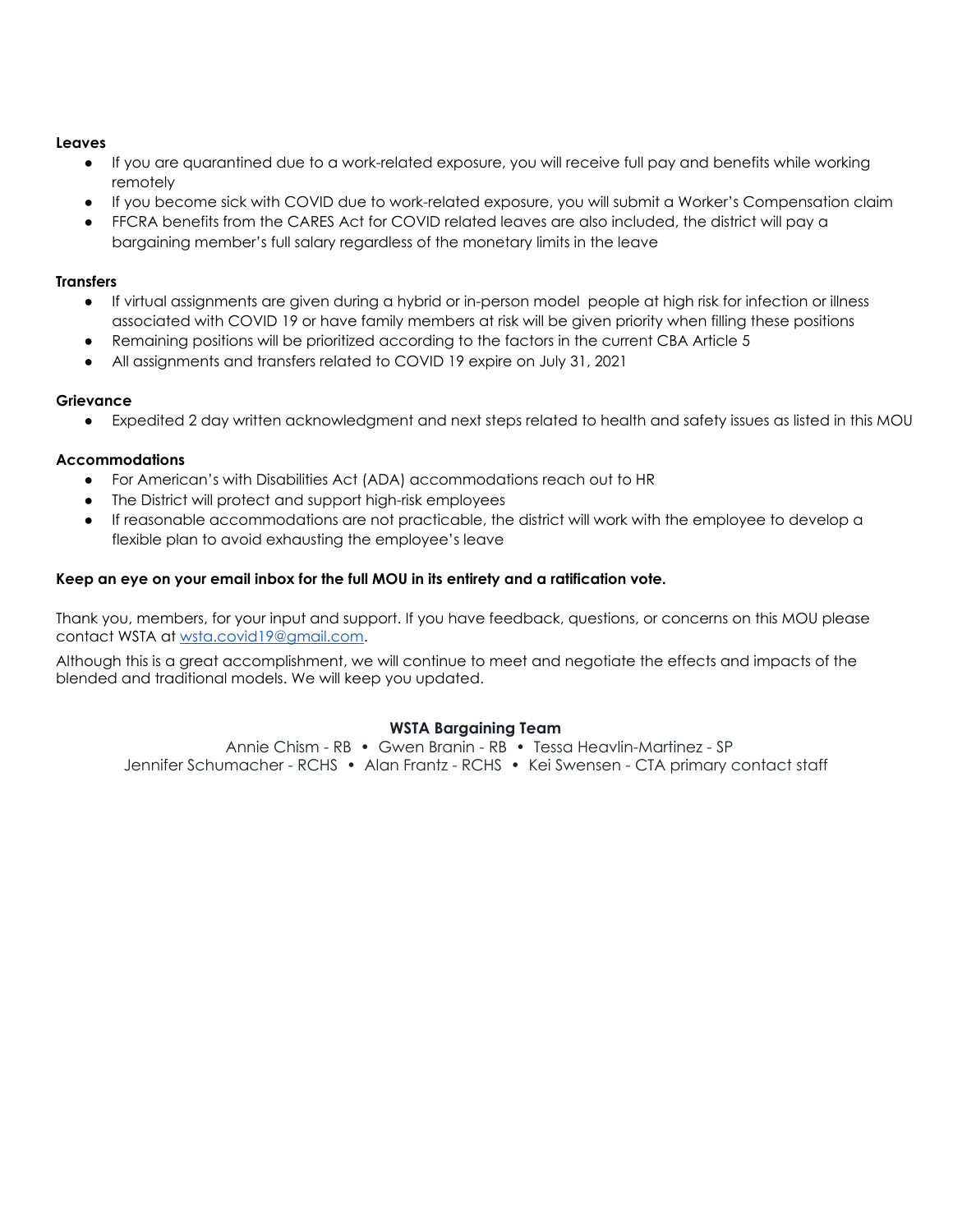**Leaves**

- If you are quarantined due to a work-related exposure, you will receive full pay and benefits while working remotely
- If you become sick with COVID due to work-related exposure, you will submit a Worker's Compensation claim
- FFCRA benefits from the CARES Act for COVID related leaves are also included, the district will pay a bargaining member's full salary regardless of the monetary limits in the leave

**Transfers**

- If virtual assignments are given during a hybrid or in-person model people at high risk for infection or illness associated with COVID 19 or have family members at risk will be given priority when filling these positions
- Remaining positions will be prioritized according to the factors in the current CBA Article 5
- All assignments and transfers related to COVID 19 expire on July 31, 2021

**Grievance**

- Expedited 2 day written acknowledgment and next steps related to health and safety issues as listed in this MOU

**Accommodations**

- For American's with Disabilities Act (ADA) accommodations reach out to HR
- The District will protect and support high-risk employees
- If reasonable accommodations are not practicable, the district will work with the employee to develop a flexible plan to avoid exhausting the employee's leave

**Keep an eye on your email inbox for the full MOU in its entirety and a ratification vote.**

Thank you, members, for your input and support. If you have feedback, questions, or concerns on this MOU please contact WSTA at [wsta.covid19@gmail.com](mailto:wsta.covid19@gmail.com).

Although this is a great accomplishment, we will continue to meet and negotiate the effects and impacts of the blended and traditional models. We will keep you updated.

**WSTA Bargaining Team**

Annie Chism - RB • Gwen Branin - RB • Tessa Heavlin-Martinez - SP
Jennifer Schumacher - RCHS • Alan Frantz - RCHS • Kei Swensen - CTA primary contact staff